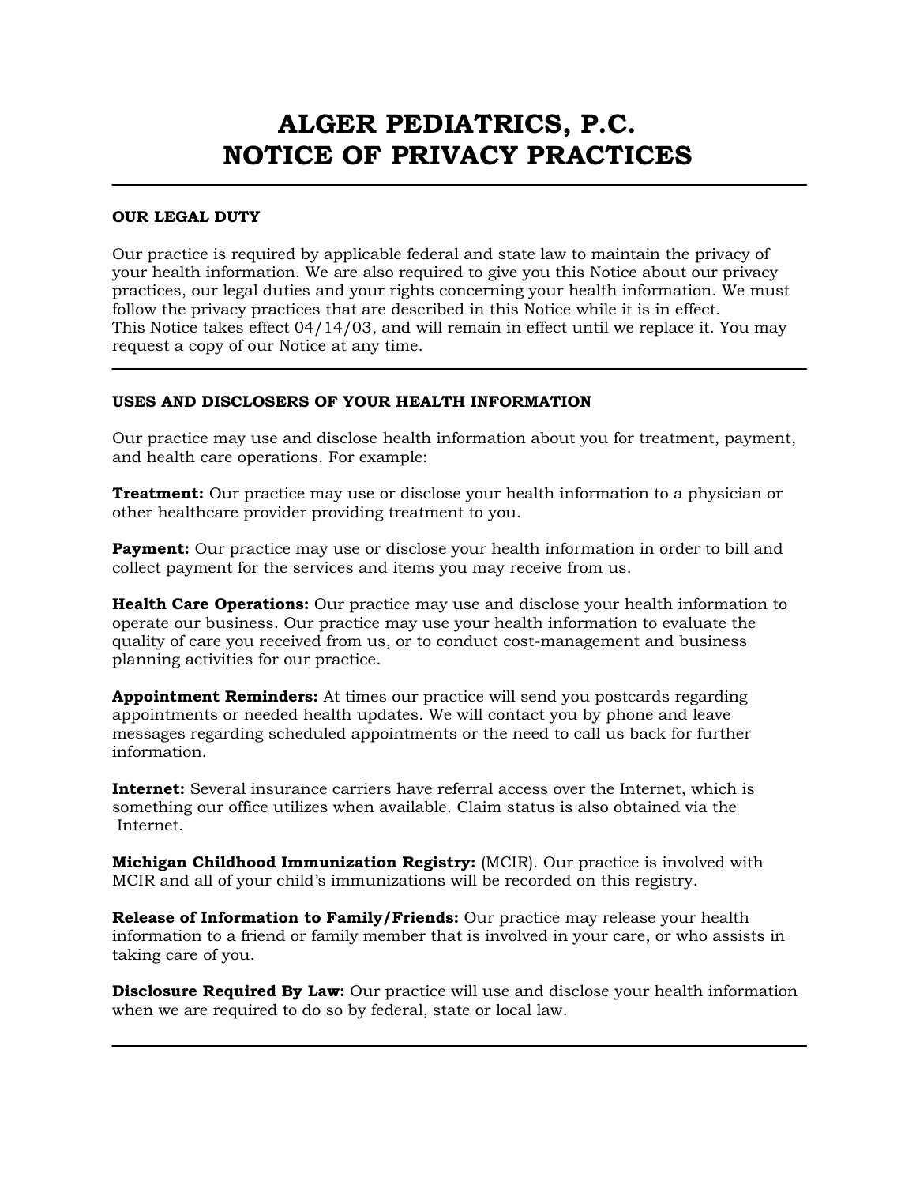# ALGER PEDIATRICS, P.C.
# NOTICE OF PRIVACY PRACTICES

---

**OUR LEGAL DUTY**

Our practice is required by applicable federal and state law to maintain the privacy of your health information. We are also required to give you this Notice about our privacy practices, our legal duties and your rights concerning your health information. We must follow the privacy practices that are described in this Notice while it is in effect. This Notice takes effect 04/14/03, and will remain in effect until we replace it. You may request a copy of our Notice at any time.

---

**USES AND DISCLOSERS OF YOUR HEALTH INFORMATION**

Our practice may use and disclose health information about you for treatment, payment, and health care operations. For example:

**Treatment:** Our practice may use or disclose your health information to a physician or other healthcare provider providing treatment to you.

**Payment:** Our practice may use or disclose your health information in order to bill and collect payment for the services and items you may receive from us.

**Health Care Operations:** Our practice may use and disclose your health information to operate our business. Our practice may use your health information to evaluate the quality of care you received from us, or to conduct cost-management and business planning activities for our practice.

**Appointment Reminders:** At times our practice will send you postcards regarding appointments or needed health updates. We will contact you by phone and leave messages regarding scheduled appointments or the need to call us back for further information.

**Internet:** Several insurance carriers have referral access over the Internet, which is something our office utilizes when available. Claim status is also obtained via the Internet.

**Michigan Childhood Immunization Registry:** (MCIR). Our practice is involved with MCIR and all of your child's immunizations will be recorded on this registry.

**Release of Information to Family/Friends:** Our practice may release your health information to a friend or family member that is involved in your care, or who assists in taking care of you.

**Disclosure Required By Law:** Our practice will use and disclose your health information when we are required to do so by federal, state or local law.

---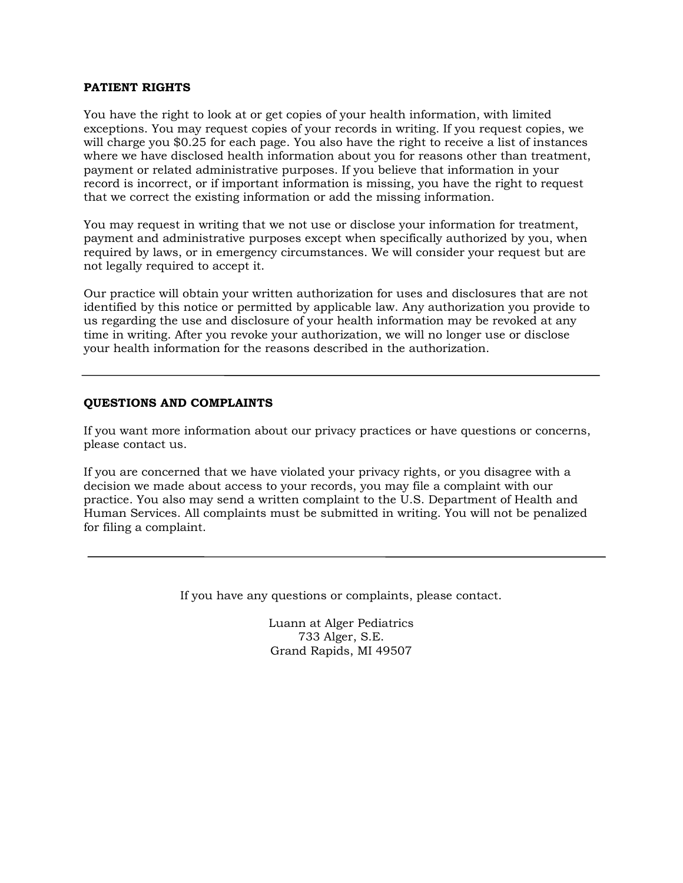**PATIENT RIGHTS**

You have the right to look at or get copies of your health information, with limited exceptions. You may request copies of your records in writing. If you request copies, we will charge you $0.25 for each page. You also have the right to receive a list of instances where we have disclosed health information about you for reasons other than treatment, payment or related administrative purposes. If you believe that information in your record is incorrect, or if important information is missing, you have the right to request that we correct the existing information or add the missing information.

You may request in writing that we not use or disclose your information for treatment, payment and administrative purposes except when specifically authorized by you, when required by laws, or in emergency circumstances. We will consider your request but are not legally required to accept it.

Our practice will obtain your written authorization for uses and disclosures that are not identified by this notice or permitted by applicable law. Any authorization you provide to us regarding the use and disclosure of your health information may be revoked at any time in writing. After you revoke your authorization, we will no longer use or disclose your health information for the reasons described in the authorization.

---

**QUESTIONS AND COMPLAINTS**

If you want more information about our privacy practices or have questions or concerns, please contact us.

If you are concerned that we have violated your privacy rights, or you disagree with a decision we made about access to your records, you may file a complaint with our practice. You also may send a written complaint to the U.S. Department of Health and Human Services. All complaints must be submitted in writing. You will not be penalized for filing a complaint.

---

If you have any questions or complaints, please contact.

Luann at Alger Pediatrics
733 Alger, S.E.
Grand Rapids, MI 49507